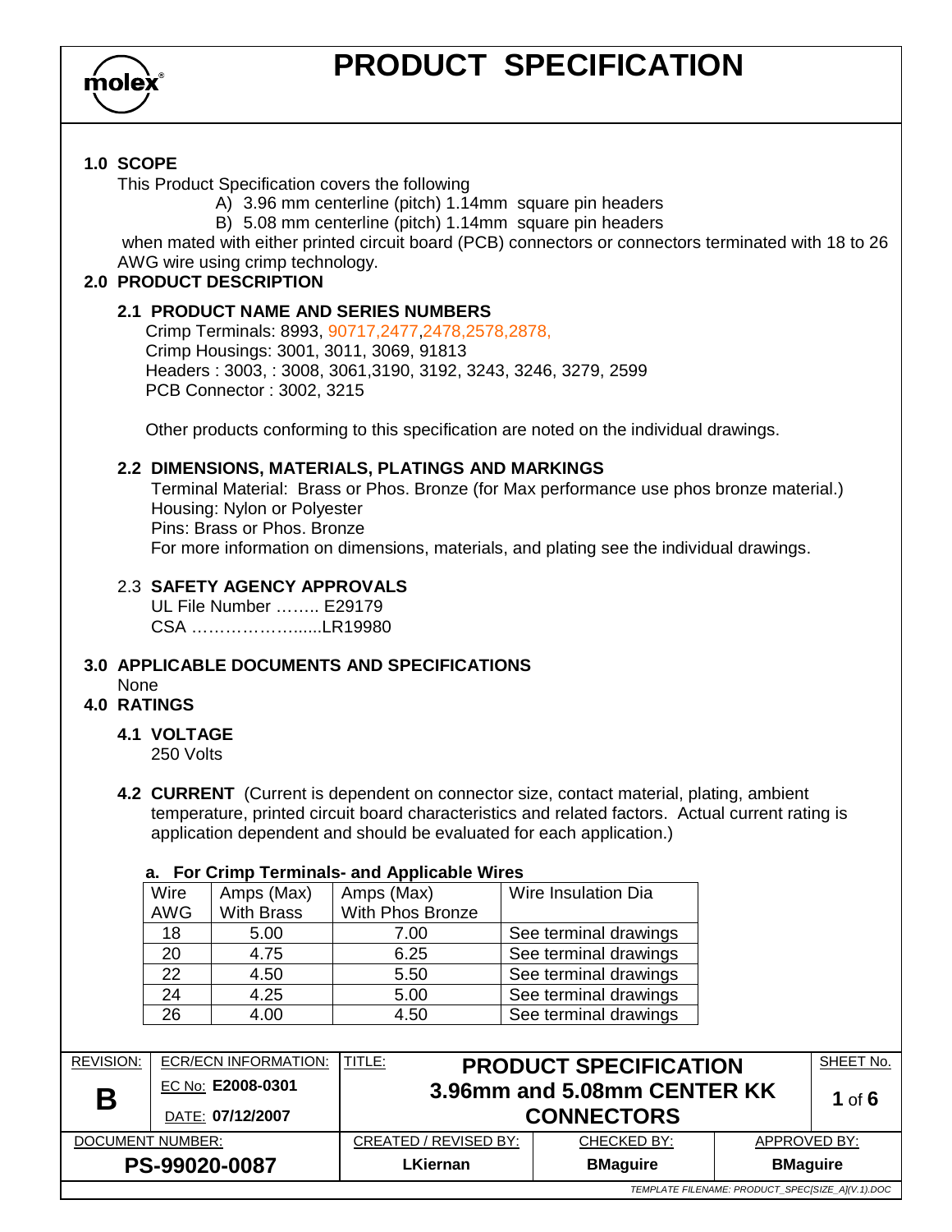# PRODUCT SPECIFICATION

## 1.0 SCOPE

This Product Specification covers the following

A) 3.96 mm centerline (pitch) 1.14mm square pin headers
B) 5.08 mm centerline (pitch) 1.14mm square pin headers

when mated with either printed circuit board (PCB) connectors or connectors terminated with 18 to 26 AWG wire using crimp technology.

## 2.0 PRODUCT DESCRIPTION

### 2.1 PRODUCT NAME AND SERIES NUMBERS

Crimp Terminals: 8993, 90717,2477,2478,2578,2878,
Crimp Housings: 3001, 3011, 3069, 91813
Headers : 3003, : 3008, 3061,3190, 3192, 3243, 3246, 3279, 2599
PCB Connector : 3002, 3215

Other products conforming to this specification are noted on the individual drawings.

### 2.2 DIMENSIONS, MATERIALS, PLATINGS AND MARKINGS

Terminal Material: Brass or Phos. Bronze (for Max performance use phos bronze material.)
Housing: Nylon or Polyester
Pins: Brass or Phos. Bronze
For more information on dimensions, materials, and plating see the individual drawings.

### 2.3 SAFETY AGENCY APPROVALS

UL File Number …….. E29179
CSA …………………......LR19980

## 3.0 APPLICABLE DOCUMENTS AND SPECIFICATIONS

None

## 4.0 RATINGS

### 4.1 VOLTAGE

250 Volts

### 4.2 CURRENT

(Current is dependent on connector size, contact material, plating, ambient temperature, printed circuit board characteristics and related factors. Actual current rating is application dependent and should be evaluated for each application.)

**a. For Crimp Terminals- and Applicable Wires**

| Wire AWG | Amps (Max) With Brass | Amps (Max) With Phos Bronze | Wire Insulation Dia |
|---|---|---|---|
| 18 | 5.00 | 7.00 | See terminal drawings |
| 20 | 4.75 | 6.25 | See terminal drawings |
| 22 | 4.50 | 5.50 | See terminal drawings |
| 24 | 4.25 | 5.00 | See terminal drawings |
| 26 | 4.00 | 4.50 | See terminal drawings |

| REVISION: | ECR/ECN INFORMATION: | TITLE: | | | SHEET No. |
|---|---|---|---|---|---|
| B | EC No: E2008-0301 DATE: 07/12/2007 | PRODUCT SPECIFICATION 3.96mm and 5.08mm CENTER KK CONNECTORS | | | 1 of 6 |
| DOCUMENT NUMBER: | | CREATED / REVISED BY: | CHECKED BY: | APPROVED BY: | |
| PS-99020-0087 | | LKiernan | BMaguire | BMaguire | |

TEMPLATE FILENAME: PRODUCT_SPEC[SIZE_A](V.1).DOC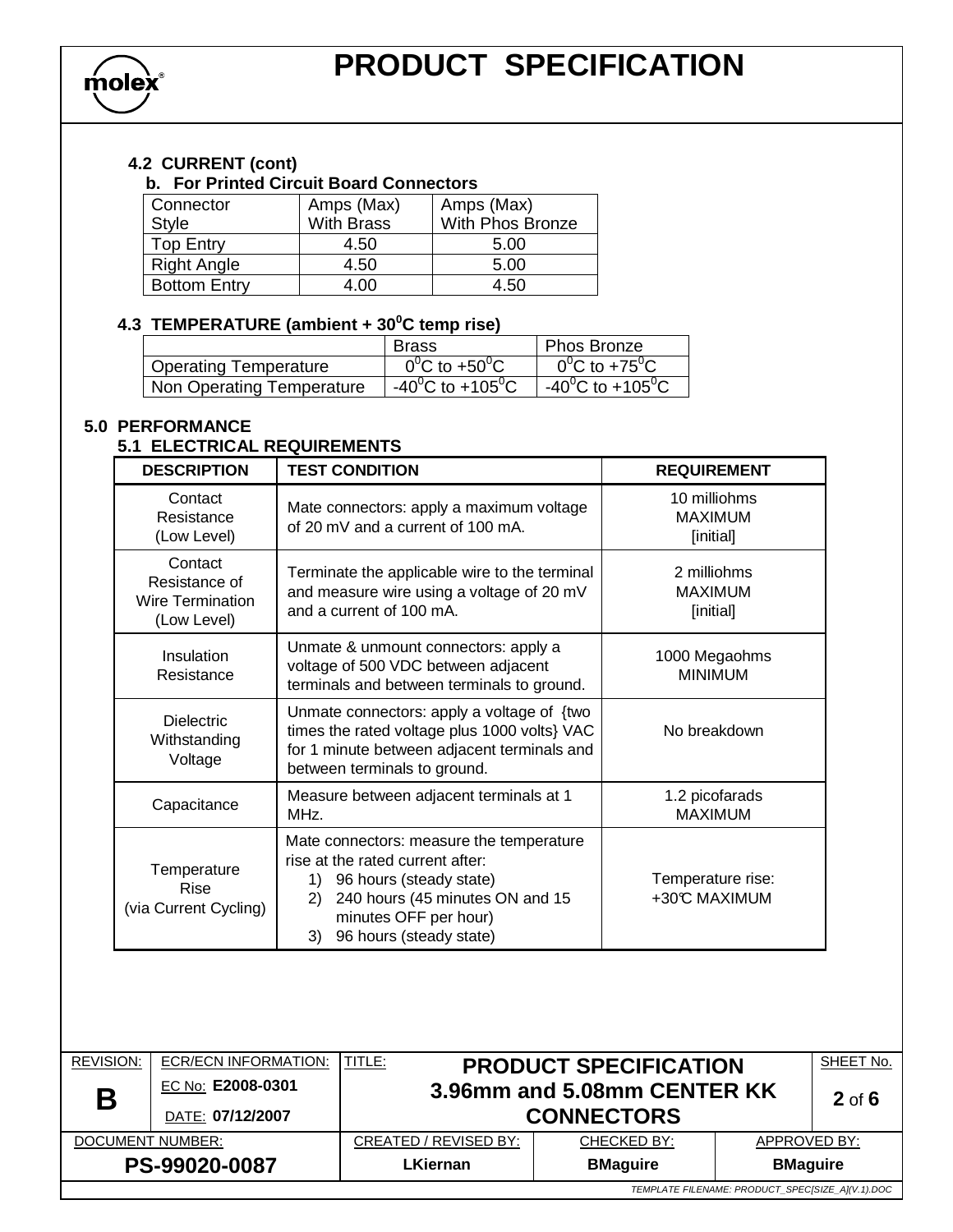### 4.2 CURRENT (cont)

**b. For Printed Circuit Board Connectors**

| Connector Style | Amps (Max) With Brass | Amps (Max) With Phos Bronze |
|---|---|---|
| Top Entry | 4.50 | 5.00 |
| Right Angle | 4.50 | 5.00 |
| Bottom Entry | 4.00 | 4.50 |

### 4.3 TEMPERATURE (ambient + $30^0$C temp rise)

| | Brass | Phos Bronze |
|---|---|---|
| Operating Temperature | $0^0$C to $+50^0$C | $0^0$C to $+75^0$C |
| Non Operating Temperature | $-40^0$C to $+105^0$C | $-40^0$C to $+105^0$C |

## 5.0 PERFORMANCE

### 5.1 ELECTRICAL REQUIREMENTS

| DESCRIPTION | TEST CONDITION | REQUIREMENT |
|---|---|---|
| Contact Resistance (Low Level) | Mate connectors: apply a maximum voltage of 20 mV and a current of 100 mA. | 10 milliohms MAXIMUM [initial] |
| Contact Resistance of Wire Termination (Low Level) | Terminate the applicable wire to the terminal and measure wire using a voltage of 20 mV and a current of 100 mA. | 2 milliohms MAXIMUM [initial] |
| Insulation Resistance | Unmate & unmount connectors: apply a voltage of 500 VDC between adjacent terminals and between terminals to ground. | 1000 Megaohms MINIMUM |
| Dielectric Withstanding Voltage | Unmate connectors: apply a voltage of {two times the rated voltage plus 1000 volts} VAC for 1 minute between adjacent terminals and between terminals to ground. | No breakdown |
| Capacitance | Measure between adjacent terminals at 1 MHz. | 1.2 picofarads MAXIMUM |
| Temperature Rise (via Current Cycling) | Mate connectors: measure the temperature rise at the rated current after: 1) 96 hours (steady state) 2) 240 hours (45 minutes ON and 15 minutes OFF per hour) 3) 96 hours (steady state) | Temperature rise: +30°C MAXIMUM |

| REVISION: | ECR/ECN INFORMATION: | TITLE: | | | SHEET No. |
|---|---|---|---|---|---|
| **B** | EC No: **E2008-0301** DATE: **07/12/2007** | **PRODUCT SPECIFICATION 3.96mm and 5.08mm CENTER KK CONNECTORS** | | | **2** of **6** |
| DOCUMENT NUMBER: | | CREATED / REVISED BY: | CHECKED BY: | APPROVED BY: | |
| **PS-99020-0087** | | **LKiernan** | **BMaguire** | **BMaguire** | |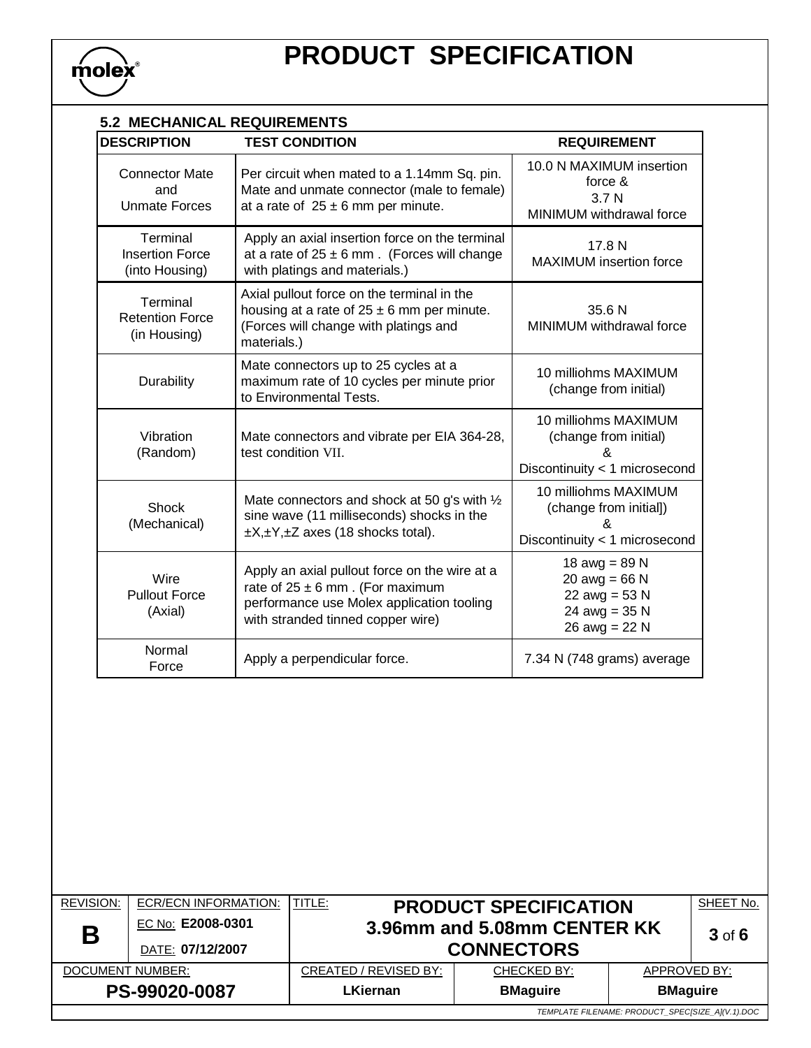### 5.2 MECHANICAL REQUIREMENTS

| DESCRIPTION | TEST CONDITION | REQUIREMENT |
|---|---|---|
| Connector Mate and Unmate Forces | Per circuit when mated to a 1.14mm Sq. pin. Mate and unmate connector (male to female) at a rate of 25 ± 6 mm per minute. | 10.0 N MAXIMUM insertion force & 3.7 N MINIMUM withdrawal force |
| Terminal Insertion Force (into Housing) | Apply an axial insertion force on the terminal at a rate of 25 ± 6 mm . (Forces will change with platings and materials.) | 17.8 N MAXIMUM insertion force |
| Terminal Retention Force (in Housing) | Axial pullout force on the terminal in the housing at a rate of 25 ± 6 mm per minute. (Forces will change with platings and materials.) | 35.6 N MINIMUM withdrawal force |
| Durability | Mate connectors up to 25 cycles at a maximum rate of 10 cycles per minute prior to Environmental Tests. | 10 milliohms MAXIMUM (change from initial) |
| Vibration (Random) | Mate connectors and vibrate per EIA 364-28, test condition VII. | 10 milliohms MAXIMUM (change from initial) & Discontinuity < 1 microsecond |
| Shock (Mechanical) | Mate connectors and shock at 50 g's with ½ sine wave (11 milliseconds) shocks in the ±X,±Y,±Z axes (18 shocks total). | 10 milliohms MAXIMUM (change from initial]) & Discontinuity < 1 microsecond |
| Wire Pullout Force (Axial) | Apply an axial pullout force on the wire at a rate of 25 ± 6 mm . (For maximum performance use Molex application tooling with stranded tinned copper wire) | 18 awg = 89 N<br>20 awg = 66 N<br>22 awg = 53 N<br>24 awg = 35 N<br>26 awg = 22 N |
| Normal Force | Apply a perpendicular force. | 7.34 N (748 grams) average |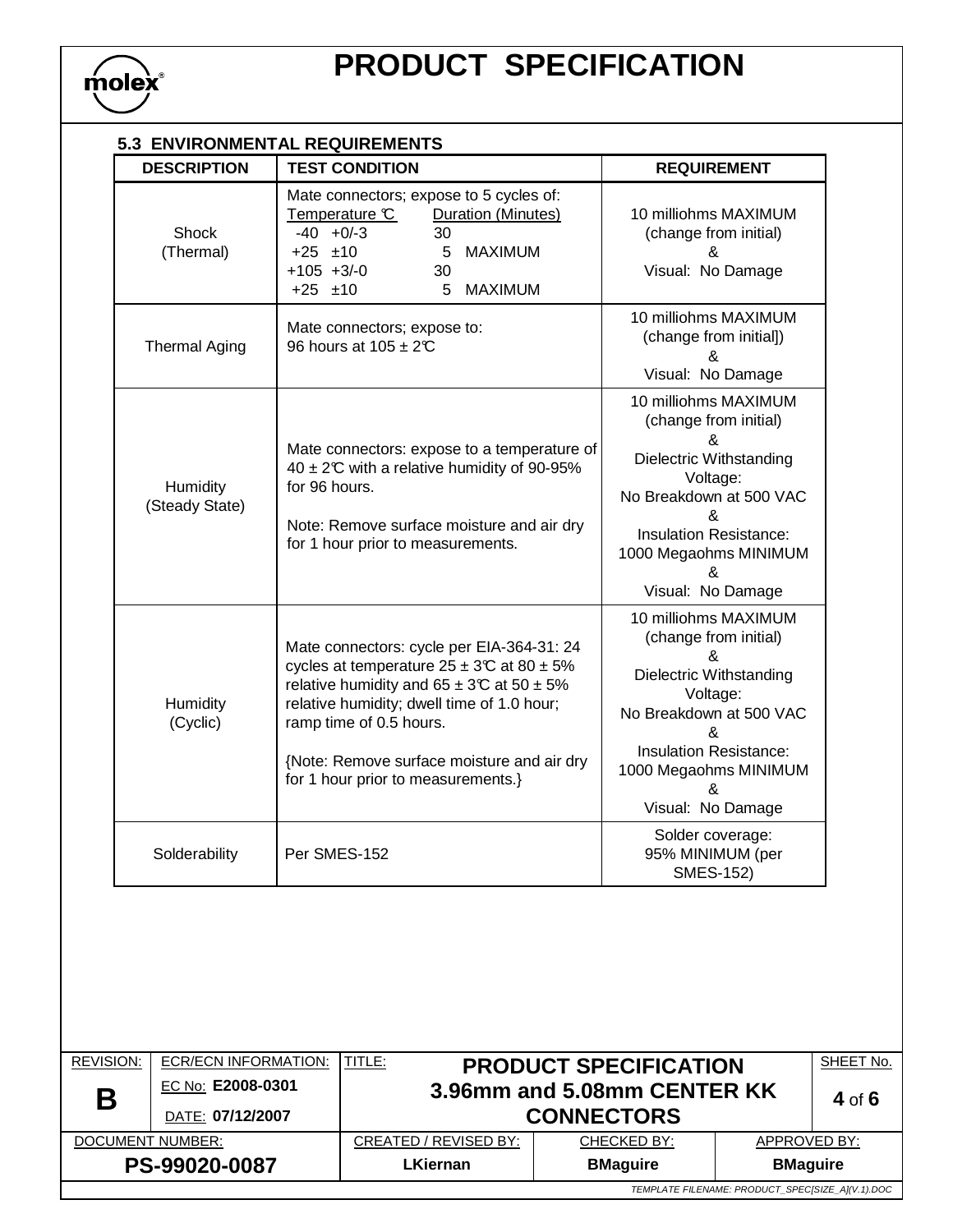### 5.3 ENVIRONMENTAL REQUIREMENTS

| DESCRIPTION | TEST CONDITION | REQUIREMENT |
|---|---|---|
| Shock (Thermal) | Mate connectors; expose to 5 cycles of:<br>Temperature ℃ / Duration (Minutes)<br>-40 +0/-3 / 30<br>+25 ±10 / 5 MAXIMUM<br>+105 +3/-0 / 30<br>+25 ±10 / 5 MAXIMUM | 10 milliohms MAXIMUM (change from initial) & Visual: No Damage |
| Thermal Aging | Mate connectors; expose to:<br>96 hours at 105 ± 2℃ | 10 milliohms MAXIMUM (change from initial]) & Visual: No Damage |
| Humidity (Steady State) | Mate connectors: expose to a temperature of 40 ± 2℃ with a relative humidity of 90-95% for 96 hours.<br><br>Note: Remove surface moisture and air dry for 1 hour prior to measurements. | 10 milliohms MAXIMUM (change from initial) & Dielectric Withstanding Voltage: No Breakdown at 500 VAC & Insulation Resistance: 1000 Megaohms MINIMUM & Visual: No Damage |
| Humidity (Cyclic) | Mate connectors: cycle per EIA-364-31: 24 cycles at temperature 25 ± 3℃ at 80 ± 5% relative humidity and 65 ± 3℃ at 50 ± 5% relative humidity; dwell time of 1.0 hour; ramp time of 0.5 hours.<br><br>{Note: Remove surface moisture and air dry for 1 hour prior to measurements.} | 10 milliohms MAXIMUM (change from initial) & Dielectric Withstanding Voltage: No Breakdown at 500 VAC & Insulation Resistance: 1000 Megaohms MINIMUM & Visual: No Damage |
| Solderability | Per SMES-152 | Solder coverage: 95% MINIMUM (per SMES-152) |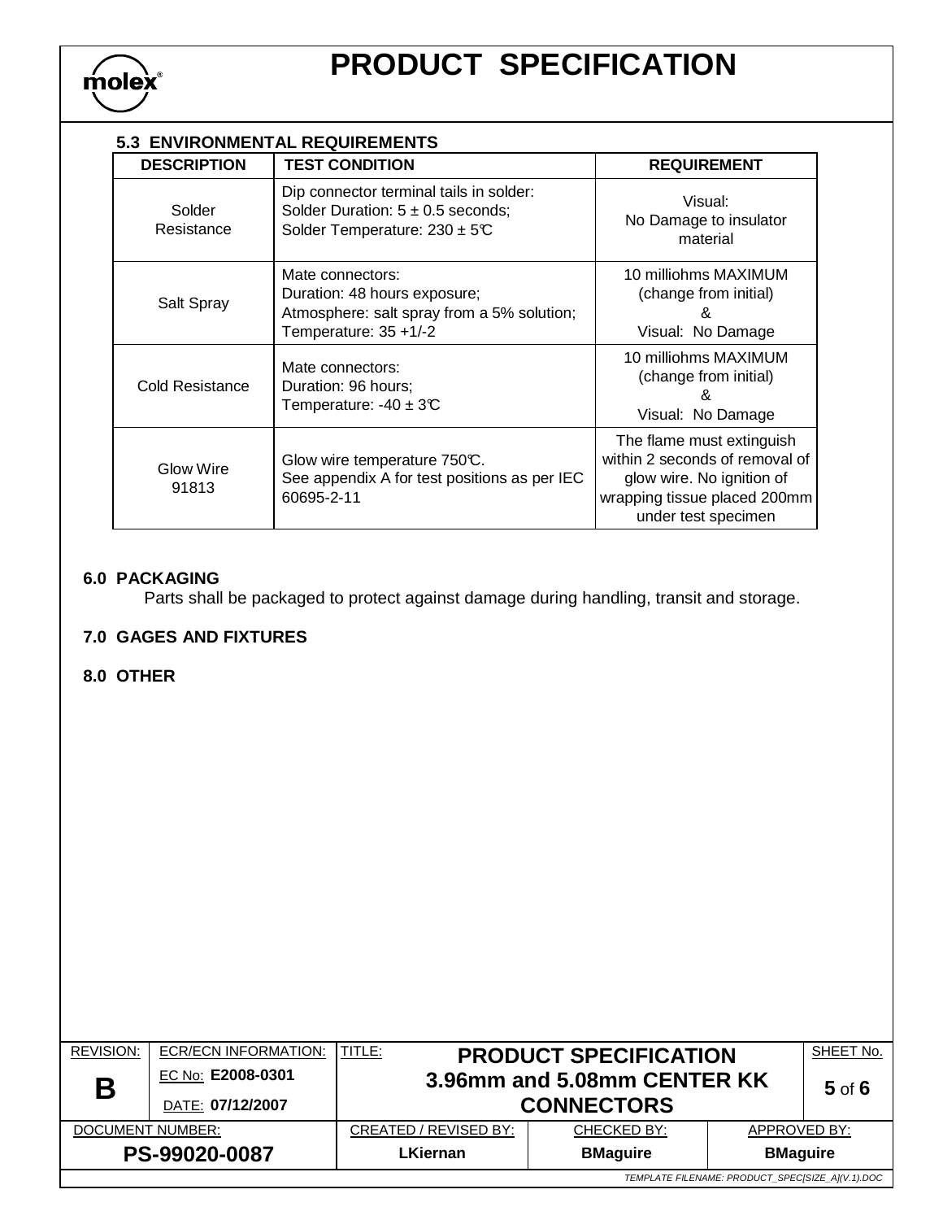### 5.3 ENVIRONMENTAL REQUIREMENTS

| DESCRIPTION | TEST CONDITION | REQUIREMENT |
|---|---|---|
| Solder Resistance | Dip connector terminal tails in solder:<br>Solder Duration: 5 ± 0.5 seconds;<br>Solder Temperature: 230 ± 5℃ | Visual:<br>No Damage to insulator material |
| Salt Spray | Mate connectors:<br>Duration: 48 hours exposure;<br>Atmosphere: salt spray from a 5% solution;<br>Temperature: 35 +1/-2 | 10 milliohms MAXIMUM (change from initial)<br>&<br>Visual: No Damage |
| Cold Resistance | Mate connectors:<br>Duration: 96 hours;<br>Temperature: -40 ± 3℃ | 10 milliohms MAXIMUM (change from initial)<br>&<br>Visual: No Damage |
| Glow Wire 91813 | Glow wire temperature 750℃.<br>See appendix A for test positions as per IEC 60695-2-11 | The flame must extinguish within 2 seconds of removal of glow wire. No ignition of wrapping tissue placed 200mm under test specimen |

## 6.0 PACKAGING

Parts shall be packaged to protect against damage during handling, transit and storage.

## 7.0 GAGES AND FIXTURES

## 8.0 OTHER

| REVISION: | ECR/ECN INFORMATION: | TITLE: | | | SHEET No. |
|---|---|---|---|---|---|
| **B** | EC No: **E2008-0301**<br>DATE: **07/12/2007** | **PRODUCT SPECIFICATION 3.96mm and 5.08mm CENTER KK CONNECTORS** | | | **5** of **6** |
| DOCUMENT NUMBER: | | CREATED / REVISED BY: | CHECKED BY: | APPROVED BY: | |
| **PS-99020-0087** | | **LKiernan** | **BMaguire** | **BMaguire** | |

*TEMPLATE FILENAME: PRODUCT_SPEC[SIZE_A](V.1).DOC*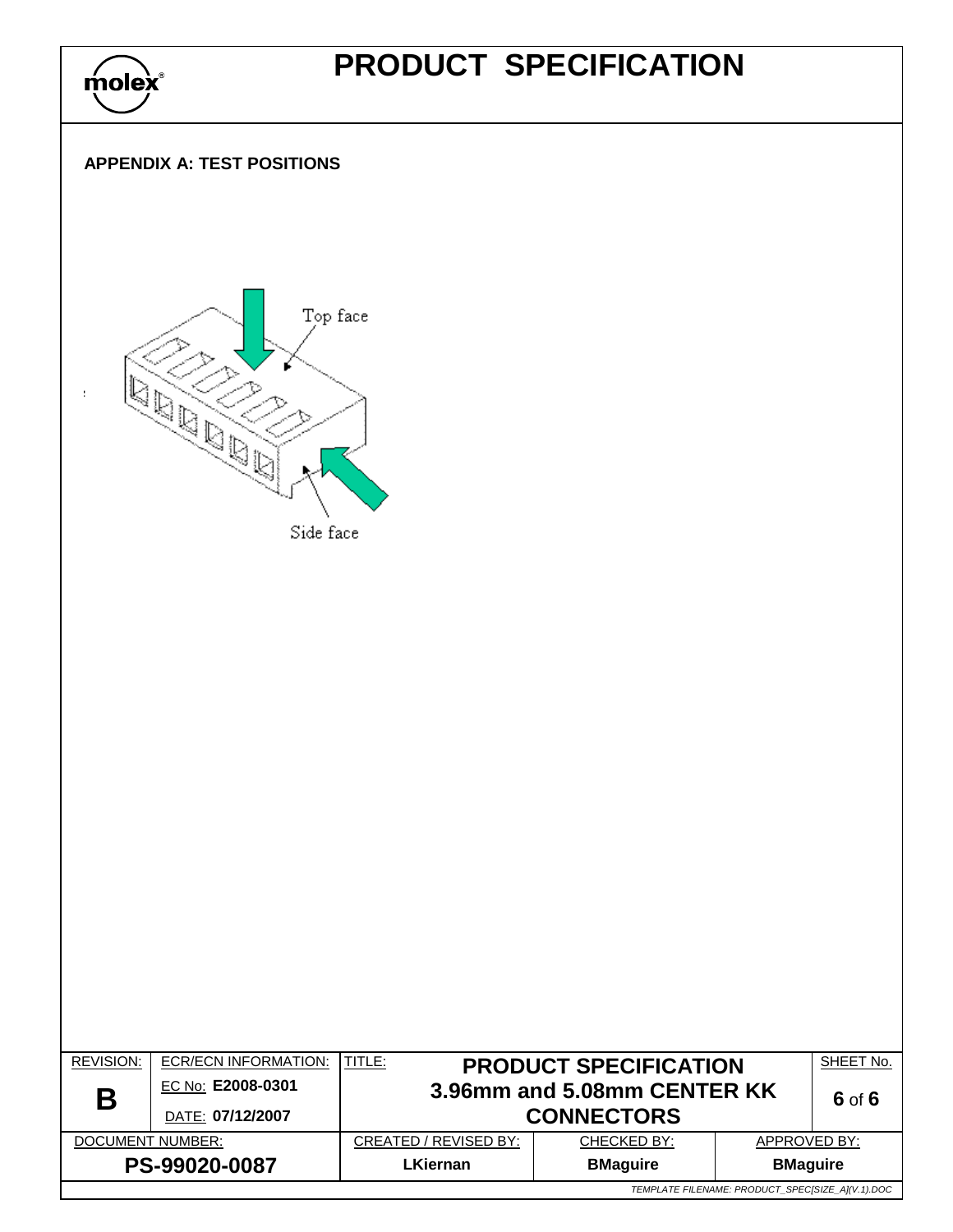**APPENDIX A: TEST POSITIONS**

Top face

Side face